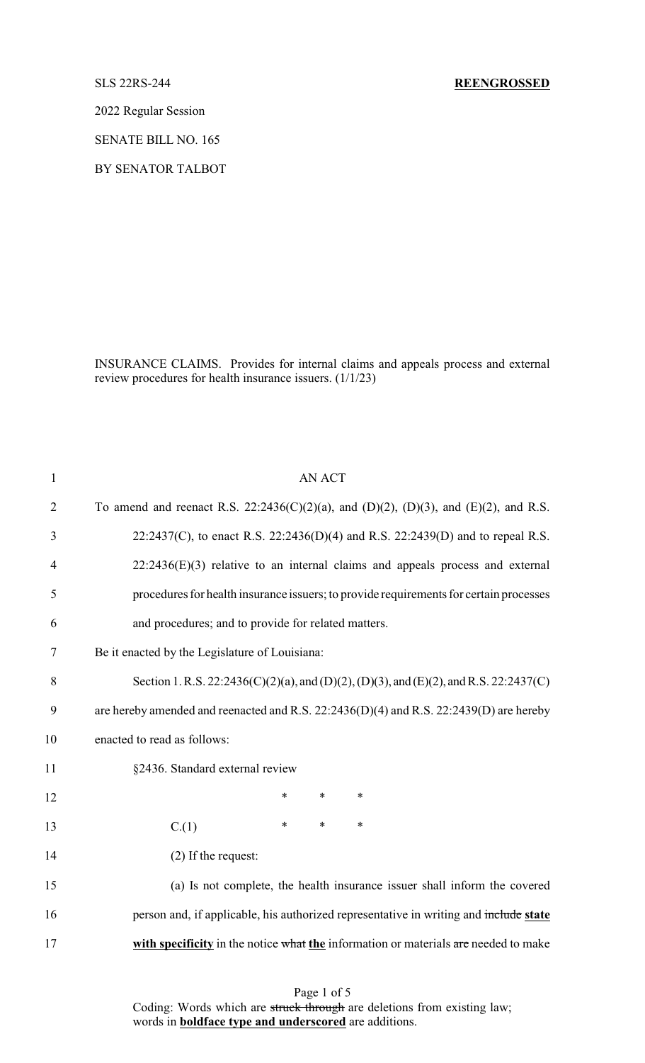SLS 22RS-244 **REENGROSSED**

2022 Regular Session

SENATE BILL NO. 165

BY SENATOR TALBOT

INSURANCE CLAIMS. Provides for internal claims and appeals process and external review procedures for health insurance issuers. (1/1/23)

AN ACT

To amend and reenact R.S. 22:2436(C)(2)(a), and (D)(2), (D)(3), and (E)(2), and R.S. 22:2437(C), to enact R.S. 22:2436(D)(4) and R.S. 22:2439(D) and to repeal R.S. 22:2436(E)(3) relative to an internal claims and appeals process and external procedures for health insurance issuers; to provide requirements for certain processes and procedures; and to provide for related matters.

Be it enacted by the Legislature of Louisiana:

Section 1. R.S. 22:2436(C)(2)(a), and (D)(2), (D)(3), and (E)(2), and R.S. 22:2437(C) are hereby amended and reenacted and R.S. 22:2436(D)(4) and R.S. 22:2439(D) are hereby enacted to read as follows:

§2436. Standard external review

\* \* \*

C.(1) \* \* \*

(2) If the request:

(a) Is not complete, the health insurance issuer shall inform the covered person and, if applicable, his authorized representative in writing and ~~include~~ **state with specificity** in the notice ~~what~~ **the** information or materials ~~are~~ needed to make

Coding: Words which are ~~struck through~~ are deletions from existing law; words in **boldface type and underscored** are additions.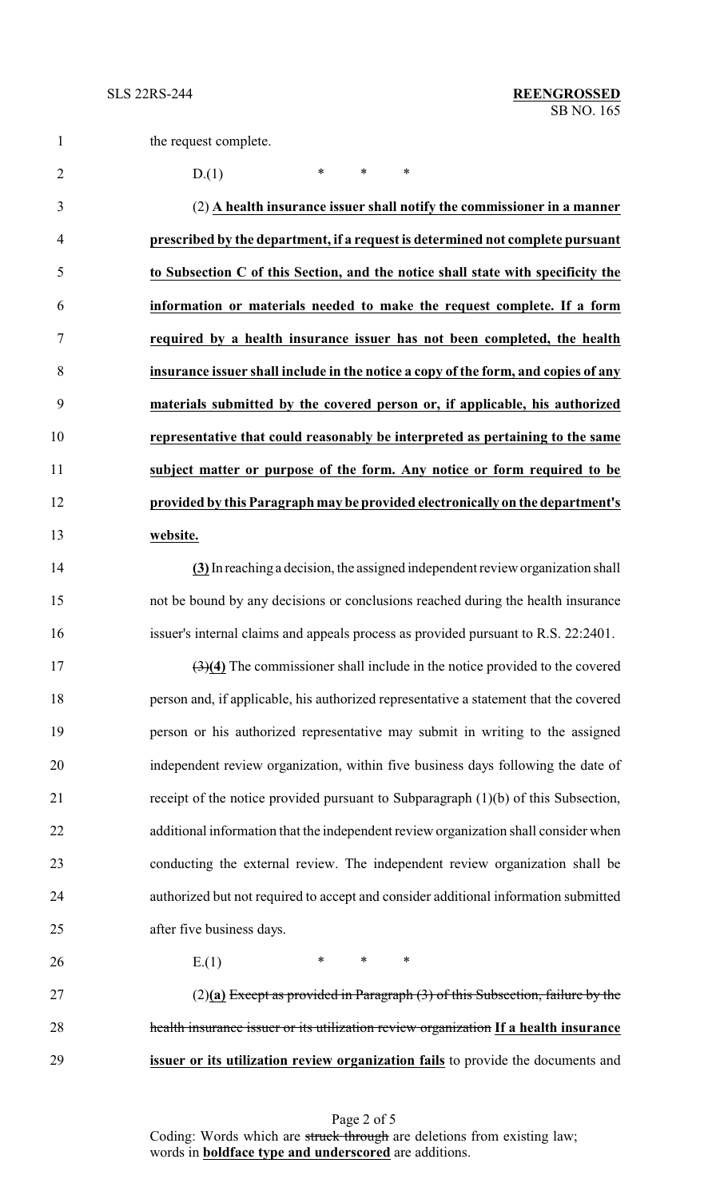the request complete.

D.(1) * * *

(2) **A health insurance issuer shall notify the commissioner in a manner prescribed by the department, if a request is determined not complete pursuant to Subsection C of this Section, and the notice shall state with specificity the information or materials needed to make the request complete. If a form required by a health insurance issuer has not been completed, the health insurance issuer shall include in the notice a copy of the form, and copies of any materials submitted by the covered person or, if applicable, his authorized representative that could reasonably be interpreted as pertaining to the same subject matter or purpose of the form. Any notice or form required to be provided by this Paragraph may be provided electronically on the department's website.**

**(3)** In reaching a decision, the assigned independent review organization shall not be bound by any decisions or conclusions reached during the health insurance issuer's internal claims and appeals process as provided pursuant to R.S. 22:2401.

~~(3)~~**(4)** The commissioner shall include in the notice provided to the covered person and, if applicable, his authorized representative a statement that the covered person or his authorized representative may submit in writing to the assigned independent review organization, within five business days following the date of receipt of the notice provided pursuant to Subparagraph (1)(b) of this Subsection, additional information that the independent review organization shall consider when conducting the external review. The independent review organization shall be authorized but not required to accept and consider additional information submitted after five business days.

E.(1) * * *

(2)**(a)** ~~Except as provided in Paragraph (3) of this Subsection, failure by the health insurance issuer or its utilization review organization~~ **If a health insurance issuer or its utilization review organization fails** to provide the documents and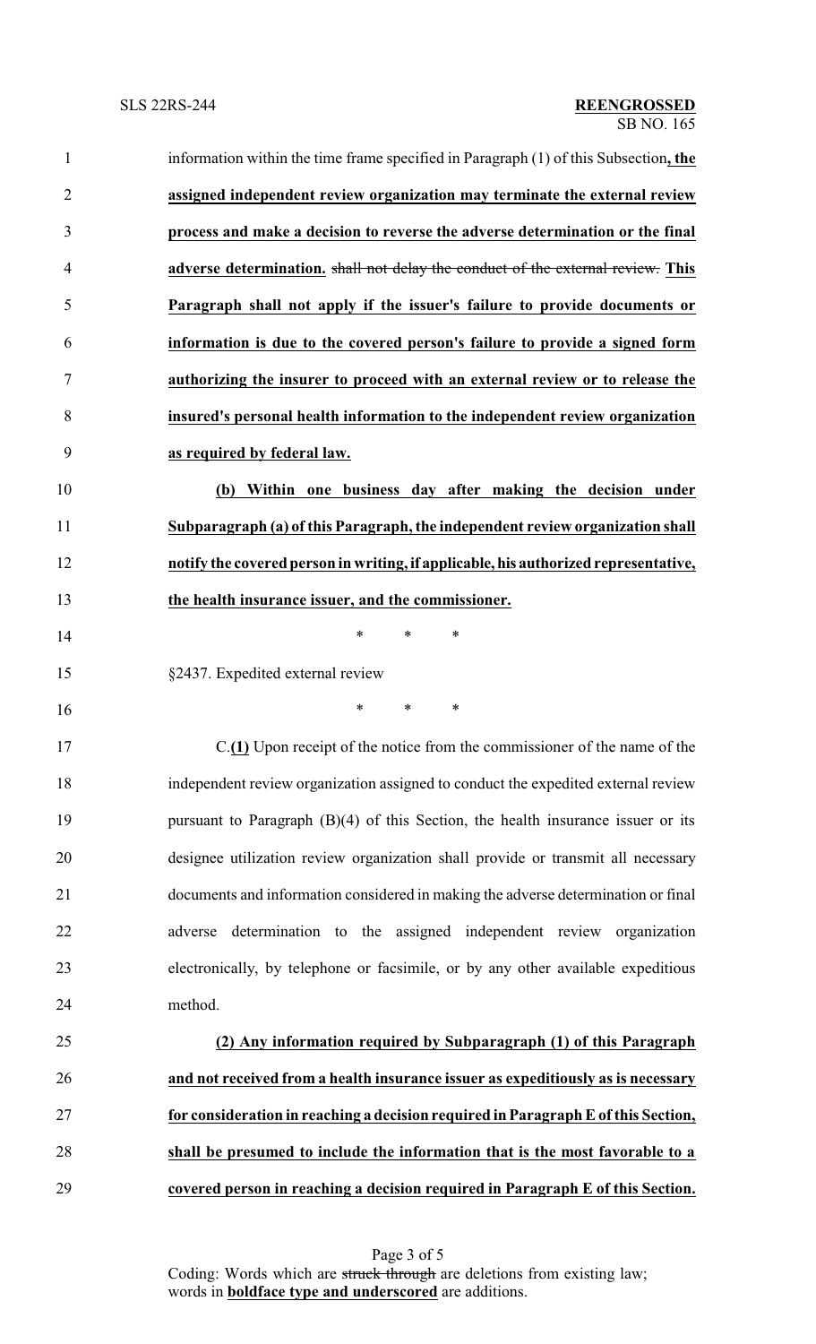information within the time frame specified in Paragraph (1) of this Subsection**, the assigned independent review organization may terminate the external review process and make a decision to reverse the adverse determination or the final adverse determination.** ~~shall not delay the conduct of the external review.~~ **This Paragraph shall not apply if the issuer's failure to provide documents or information is due to the covered person's failure to provide a signed form authorizing the insurer to proceed with an external review or to release the insured's personal health information to the independent review organization as required by federal law.**

**(b) Within one business day after making the decision under Subparagraph (a) of this Paragraph, the independent review organization shall notify the covered person in writing, if applicable, his authorized representative, the health insurance issuer, and the commissioner.**

\* \* \*

§2437. Expedited external review

\* \* \*

C.**(1)** Upon receipt of the notice from the commissioner of the name of the independent review organization assigned to conduct the expedited external review pursuant to Paragraph (B)(4) of this Section, the health insurance issuer or its designee utilization review organization shall provide or transmit all necessary documents and information considered in making the adverse determination or final adverse determination to the assigned independent review organization electronically, by telephone or facsimile, or by any other available expeditious method.

**(2) Any information required by Subparagraph (1) of this Paragraph and not received from a health insurance issuer as expeditiously as is necessary for consideration in reaching a decision required in Paragraph E of this Section, shall be presumed to include the information that is the most favorable to a covered person in reaching a decision required in Paragraph E of this Section.**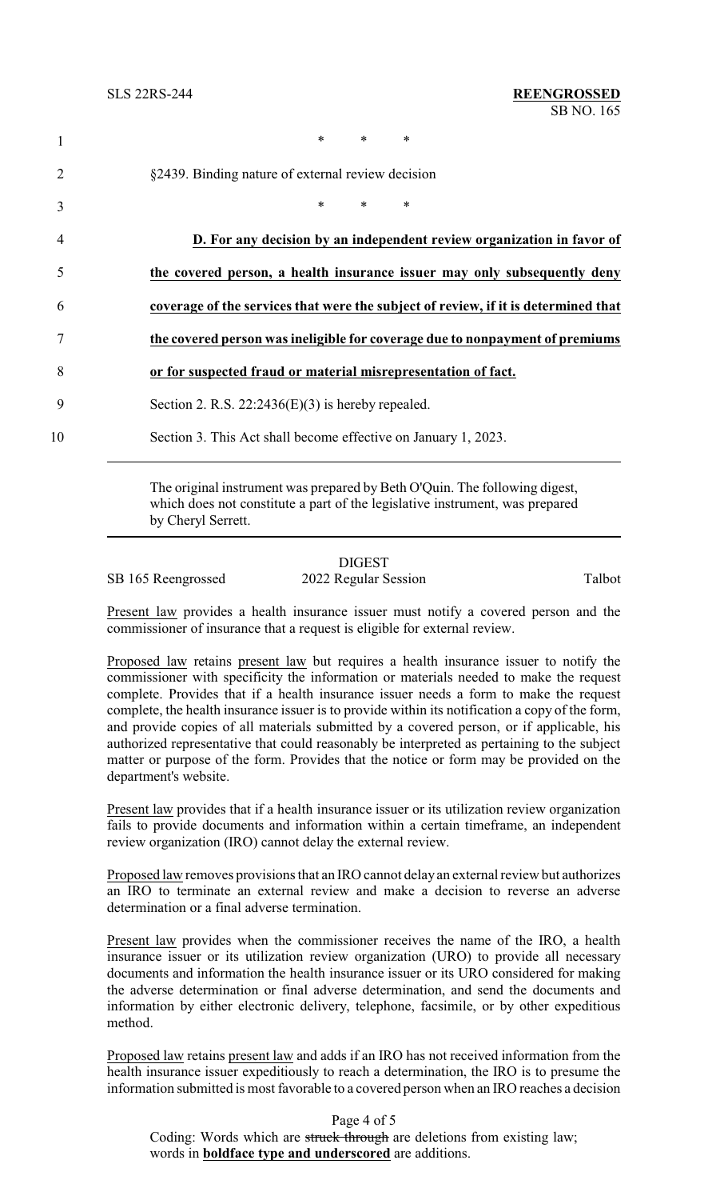\*      \*      \*

§2439. Binding nature of external review decision

\*      \*      \*

**<u>D. For any decision by an independent review organization in favor of the covered person, a health insurance issuer may only subsequently deny coverage of the services that were the subject of review, if it is determined that the covered person was ineligible for coverage due to nonpayment of premiums or for suspected fraud or material misrepresentation of fact.</u>**

Section 2. R.S. 22:2436(E)(3) is hereby repealed.

Section 3. This Act shall become effective on January 1, 2023.

---

The original instrument was prepared by Beth O'Quin. The following digest, which does not constitute a part of the legislative instrument, was prepared by Cheryl Serrett.

---

DIGEST

SB 165 Reengrossed 2022 Regular Session Talbot

<u>Present law</u> provides a health insurance issuer must notify a covered person and the commissioner of insurance that a request is eligible for external review.

<u>Proposed law</u> retains <u>present law</u> but requires a health insurance issuer to notify the commissioner with specificity the information or materials needed to make the request complete. Provides that if a health insurance issuer needs a form to make the request complete, the health insurance issuer is to provide within its notification a copy of the form, and provide copies of all materials submitted by a covered person, or if applicable, his authorized representative that could reasonably be interpreted as pertaining to the subject matter or purpose of the form. Provides that the notice or form may be provided on the department's website.

<u>Present law</u> provides that if a health insurance issuer or its utilization review organization fails to provide documents and information within a certain timeframe, an independent review organization (IRO) cannot delay the external review.

<u>Proposed law</u> removes provisions that an IRO cannot delay an external review but authorizes an IRO to terminate an external review and make a decision to reverse an adverse determination or a final adverse termination.

<u>Present law</u> provides when the commissioner receives the name of the IRO, a health insurance issuer or its utilization review organization (URO) to provide all necessary documents and information the health insurance issuer or its URO considered for making the adverse determination or final adverse determination, and send the documents and information by either electronic delivery, telephone, facsimile, or by other expeditious method.

<u>Proposed law</u> retains <u>present law</u> and adds if an IRO has not received information from the health insurance issuer expeditiously to reach a determination, the IRO is to presume the information submitted is most favorable to a covered person when an IRO reaches a decision

Coding: Words which are ~~struck through~~ are deletions from existing law; words in **<u>boldface type and underscored</u>** are additions.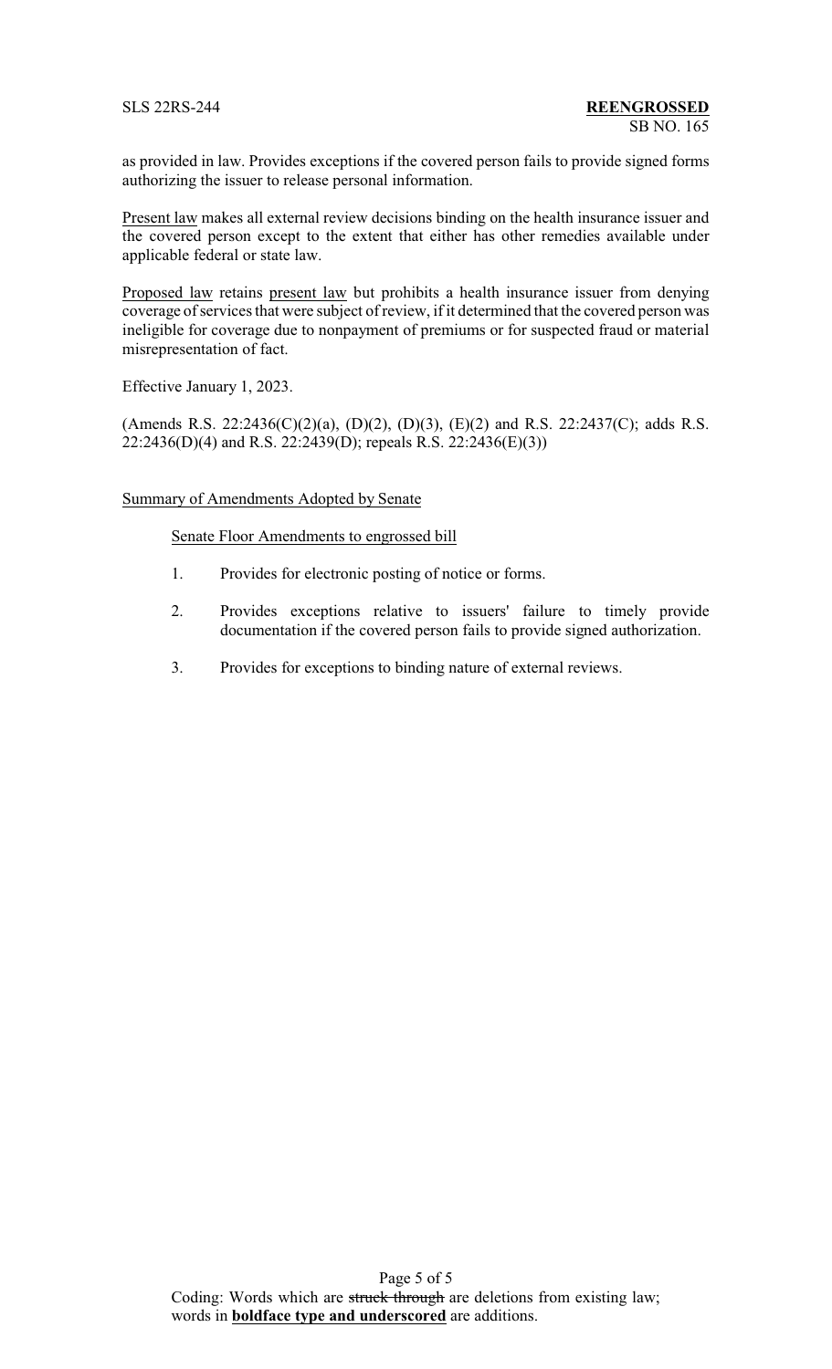as provided in law. Provides exceptions if the covered person fails to provide signed forms authorizing the issuer to release personal information.

Present law makes all external review decisions binding on the health insurance issuer and the covered person except to the extent that either has other remedies available under applicable federal or state law.

Proposed law retains present law but prohibits a health insurance issuer from denying coverage of services that were subject of review, if it determined that the covered person was ineligible for coverage due to nonpayment of premiums or for suspected fraud or material misrepresentation of fact.

Effective January 1, 2023.

(Amends R.S. 22:2436(C)(2)(a), (D)(2), (D)(3), (E)(2) and R.S. 22:2437(C); adds R.S. 22:2436(D)(4) and R.S. 22:2439(D); repeals R.S. 22:2436(E)(3))

Summary of Amendments Adopted by Senate

Senate Floor Amendments to engrossed bill

1. Provides for electronic posting of notice or forms.

2. Provides exceptions relative to issuers' failure to timely provide documentation if the covered person fails to provide signed authorization.

3. Provides for exceptions to binding nature of external reviews.

Coding: Words which are ~~struck through~~ are deletions from existing law; words in **boldface type and underscored** are additions.